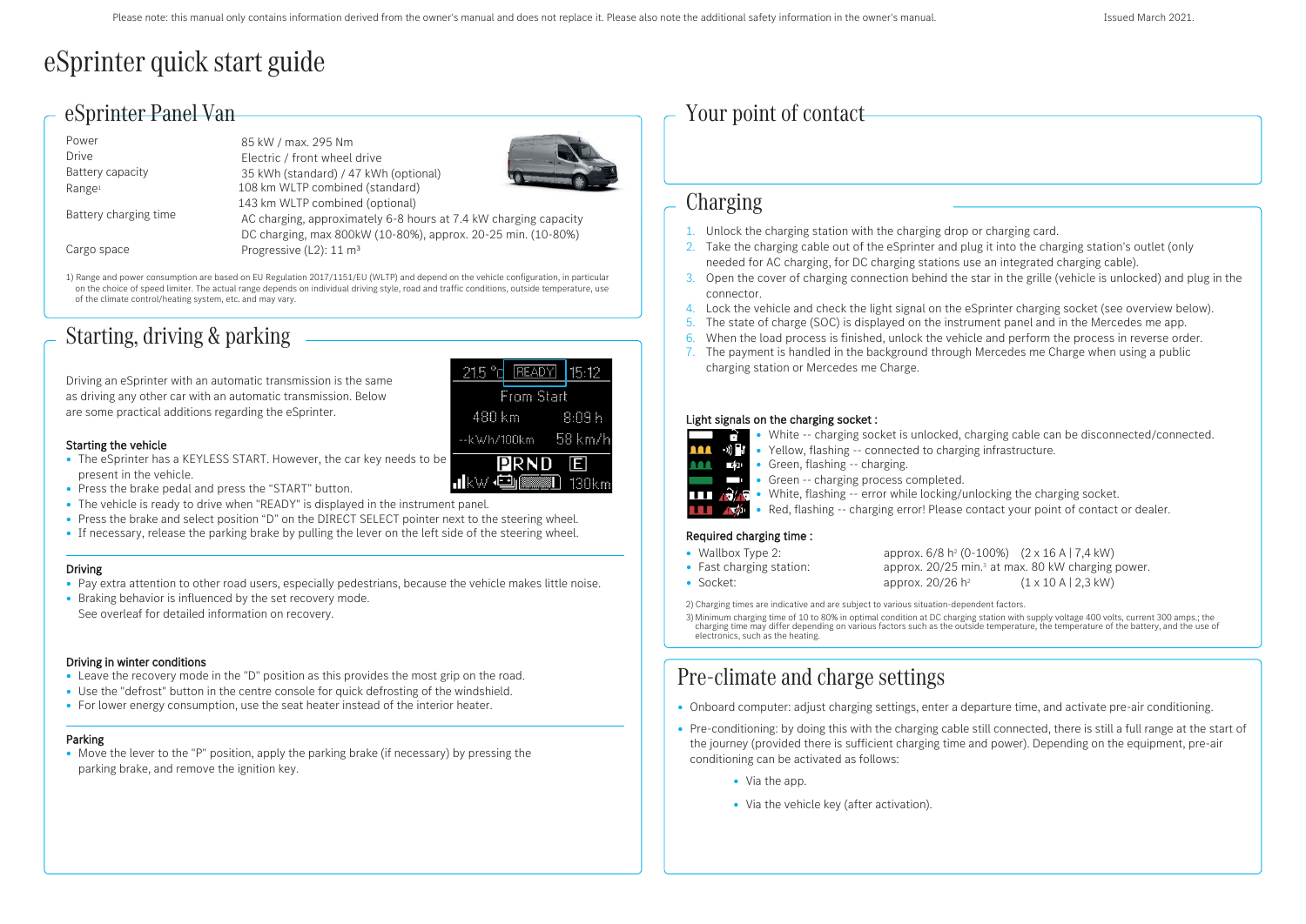Please note: this manual only contains information derived from the owner's manual and does not replace it. Please also note the additional safety information in the owner's manual.

Issued March 2021.

# eSprinter quick start guide

## eSprinter Panel Van

| | |
|---|---|
| Power | 85 kW / max. 295 Nm |
| Drive | Electric / front wheel drive |
| Battery capacity | 35 kWh (standard) / 47 kWh (optional) |
| Range[1] | 108 km WLTP combined (standard) |
| | 143 km WLTP combined (optional) |
| Battery charging time | AC charging, approximately 6-8 hours at 7.4 kW charging capacity |
| | DC charging, max 800kW (10-80%), approx. 20-25 min. (10-80%) |
| Cargo space | Progressive (L2): 11 m³ |

1) Range and power consumption are based on EU Regulation 2017/1151/EU (WLTP) and depend on the vehicle configuration, in particular on the choice of speed limiter. The actual range depends on individual driving style, road and traffic conditions, outside temperature, use of the climate control/heating system, etc. and may vary.

## Starting, driving & parking

Driving an eSprinter with an automatic transmission is the same as driving any other car with an automatic transmission. Below are some practical additions regarding the eSprinter.

### Starting the vehicle

- The eSprinter has a KEYLESS START. However, the car key needs to be present in the vehicle.
- Press the brake pedal and press the "START" button.
- The vehicle is ready to drive when "READY" is displayed in the instrument panel.
- Press the brake and select position "D" on the DIRECT SELECT pointer next to the steering wheel.
- If necessary, release the parking brake by pulling the lever on the left side of the steering wheel.

### Driving

- Pay extra attention to other road users, especially pedestrians, because the vehicle makes little noise.
- Braking behavior is influenced by the set recovery mode. See overleaf for detailed information on recovery.

### Driving in winter conditions

- Leave the recovery mode in the "D" position as this provides the most grip on the road.
- Use the "defrost" button in the centre console for quick defrosting of the windshield.
- For lower energy consumption, use the seat heater instead of the interior heater.

### Parking

- Move the lever to the "P" position, apply the parking brake (if necessary) by pressing the parking brake, and remove the ignition key.

## Your point of contact

## Charging

1. Unlock the charging station with the charging drop or charging card.
2. Take the charging cable out of the eSprinter and plug it into the charging station's outlet (only needed for AC charging, for DC charging stations use an integrated charging cable).
3. Open the cover of charging connection behind the star in the grille (vehicle is unlocked) and plug in the connector.
4. Lock the vehicle and check the light signal on the eSprinter charging socket (see overview below).
5. The state of charge (SOC) is displayed on the instrument panel and in the Mercedes me app.
6. When the load process is finished, unlock the vehicle and perform the process in reverse order.
7. The payment is handled in the background through Mercedes me Charge when using a public charging station or Mercedes me Charge.

### Light signals on the charging socket :

- White -- charging socket is unlocked, charging cable can be disconnected/connected.
- Yellow, flashing -- connected to charging infrastructure.
- Green, flashing -- charging.
- Green -- charging process completed.
- White, flashing -- error while locking/unlocking the charging socket.
- Red, flashing -- charging error! Please contact your point of contact or dealer.

### Required charging time :

| | | |
|---|---|---|
| • Wallbox Type 2: | approx. 6/8 h[2] (0-100%) | (2 x 16 A \| 7,4 kW) |
| • Fast charging station: | approx. 20/25 min.[3] at max. 80 kW charging power. | |
| • Socket: | approx. 20/26 h[2] | (1 x 10 A \| 2,3 kW) |

2) Charging times are indicative and are subject to various situation-dependent factors.

3) Minimum charging time of 10 to 80% in optimal condition at DC charging station with supply voltage 400 volts, current 300 amps.; the charging time may differ depending on various factors such as the outside temperature, the temperature of the battery, and the use of electronics, such as the heating.

## Pre-climate and charge settings

- Onboard computer: adjust charging settings, enter a departure time, and activate pre-air conditioning.
- Pre-conditioning: by doing this with the charging cable still connected, there is still a full range at the start of the journey (provided there is sufficient charging time and power). Depending on the equipment, pre-air conditioning can be activated as follows:
  - Via the app.
  - Via the vehicle key (after activation).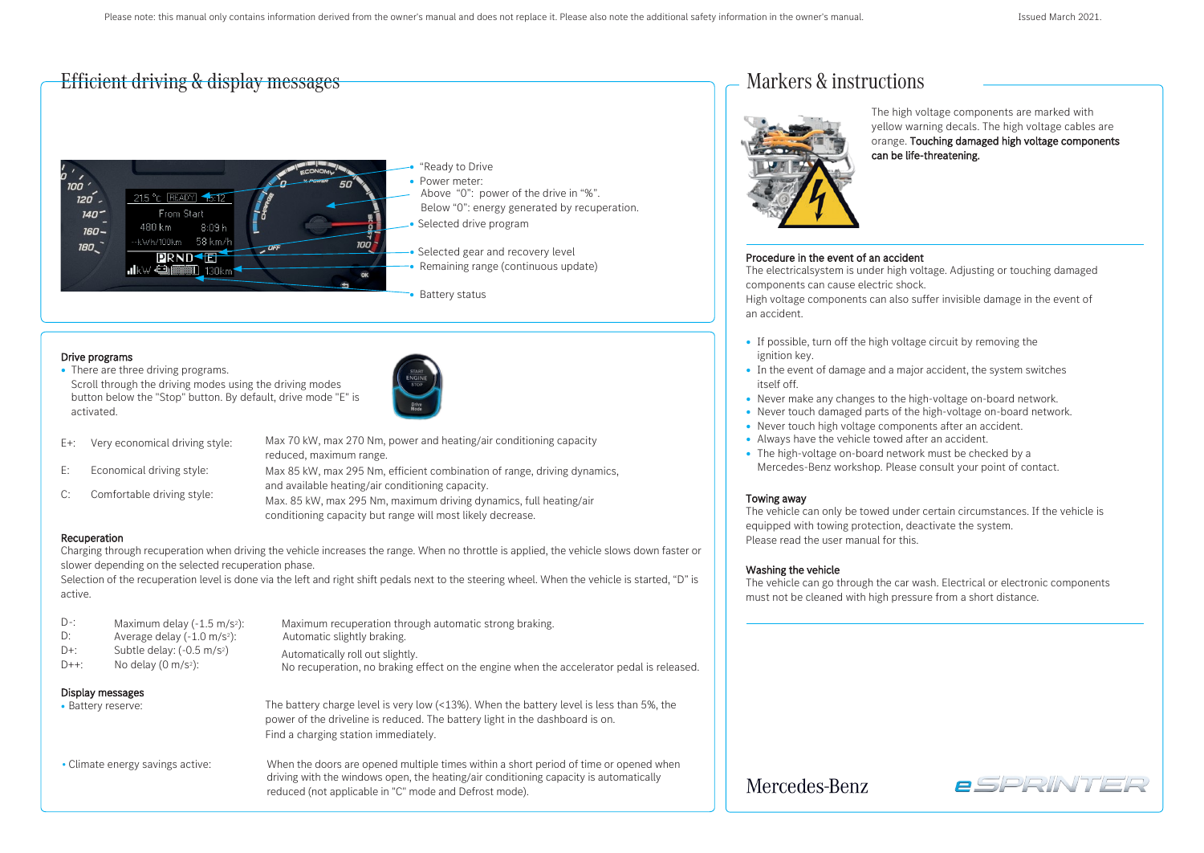Please note: this manual only contains information derived from the owner's manual and does not replace it. Please also note the additional safety information in the owner's manual.

Issued March 2021.

# Efficient driving & display messages

- "Ready to Drive
- Power meter:
  Above "0": power of the drive in "%".
  Below "0": energy generated by recuperation.
- Selected drive program
- Selected gear and recovery level
- Remaining range (continuous update)
- Battery status

## Drive programs

- There are three driving programs.
  Scroll through the driving modes using the driving modes button below the "Stop" button. By default, drive mode "E" is activated.

| | | |
|---|---|---|
| E+: | Very economical driving style: | Max 70 kW, max 270 Nm, power and heating/air conditioning capacity reduced, maximum range. |
| E: | Economical driving style: | Max 85 kW, max 295 Nm, efficient combination of range, driving dynamics, and available heating/air conditioning capacity. |
| C: | Comfortable driving style: | Max. 85 kW, max 295 Nm, maximum driving dynamics, full heating/air conditioning capacity but range will most likely decrease. |

## Recuperation

Charging through recuperation when driving the vehicle increases the range. When no throttle is applied, the vehicle slows down faster or slower depending on the selected recuperation phase.
Selection of the recuperation level is done via the left and right shift pedals next to the steering wheel. When the vehicle is started, "D" is active.

| | | |
|---|---|---|
| D-: | Maximum delay (-1.5 m/s²): | Maximum recuperation through automatic strong braking. |
| D: | Average delay (-1.0 m/s²): | Automatic slightly braking. |
| D+: | Subtle delay: (-0.5 m/s²) | Automatically roll out slightly. |
| D++: | No delay (0 m/s²): | No recuperation, no braking effect on the engine when the accelerator pedal is released. |

## Display messages

- Battery reserve: The battery charge level is very low (<13%). When the battery level is less than 5%, the power of the driveline is reduced. The battery light in the dashboard is on.
  Find a charging station immediately.
- Climate energy savings active: When the doors are opened multiple times within a short period of time or opened when driving with the windows open, the heating/air conditioning capacity is automatically reduced (not applicable in "C" mode and Defrost mode).

# Markers & instructions

The high voltage components are marked with yellow warning decals. The high voltage cables are orange. **Touching damaged high voltage components can be life-threatening.**

## Procedure in the event of an accident

The electricalsystem is under high voltage. Adjusting or touching damaged components can cause electric shock.
High voltage components can also suffer invisible damage in the event of an accident.

- If possible, turn off the high voltage circuit by removing the ignition key.
- In the event of damage and a major accident, the system switches itself off.
- Never make any changes to the high-voltage on-board network.
- Never touch damaged parts of the high-voltage on-board network.
- Never touch high voltage components after an accident.
- Always have the vehicle towed after an accident.
- The high-voltage on-board network must be checked by a Mercedes-Benz workshop. Please consult your point of contact.

## Towing away

The vehicle can only be towed under certain circumstances. If the vehicle is equipped with towing protection, deactivate the system.
Please read the user manual for this.

## Washing the vehicle

The vehicle can go through the car wash. Electrical or electronic components must not be cleaned with high pressure from a short distance.

Mercedes-Benz eSPRINTER